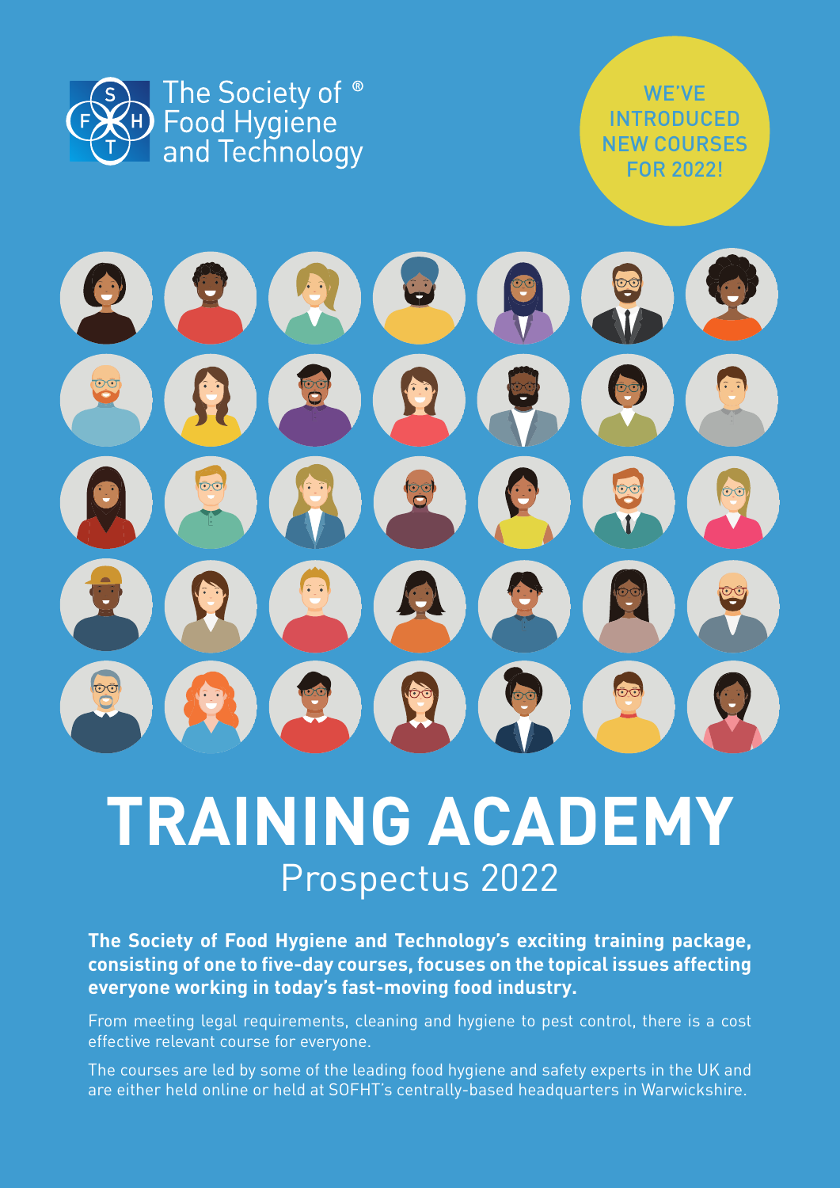The Society of Food Hygiene and Technology®

WE'VE INTRODUCED NEW COURSES FOR 2022!

# TRAINING ACADEMY

## Prospectus 2022

**The Society of Food Hygiene and Technology's exciting training package, consisting of one to five-day courses, focuses on the topical issues affecting everyone working in today's fast-moving food industry.**

From meeting legal requirements, cleaning and hygiene to pest control, there is a cost effective relevant course for everyone.

The courses are led by some of the leading food hygiene and safety experts in the UK and are either held online or held at SOFHT's centrally-based headquarters in Warwickshire.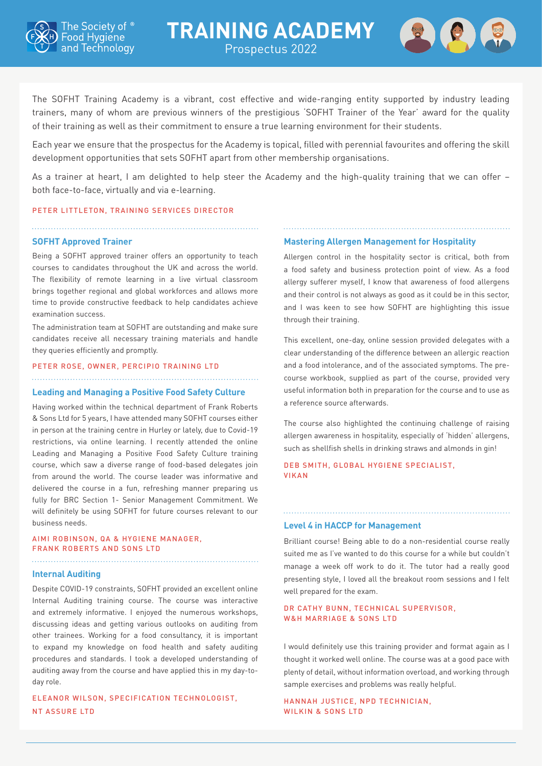# TRAINING ACADEMY

Prospectus 2022

The SOFHT Training Academy is a vibrant, cost effective and wide-ranging entity supported by industry leading trainers, many of whom are previous winners of the prestigious 'SOFHT Trainer of the Year' award for the quality of their training as well as their commitment to ensure a true learning environment for their students.

Each year we ensure that the prospectus for the Academy is topical, filled with perennial favourites and offering the skill development opportunities that sets SOFHT apart from other membership organisations.

As a trainer at heart, I am delighted to help steer the Academy and the high-quality training that we can offer – both face-to-face, virtually and via e-learning.

PETER LITTLETON, TRAINING SERVICES DIRECTOR

### SOFHT Approved Trainer

Being a SOFHT approved trainer offers an opportunity to teach courses to candidates throughout the UK and across the world. The flexibility of remote learning in a live virtual classroom brings together regional and global workforces and allows more time to provide constructive feedback to help candidates achieve examination success.

The administration team at SOFHT are outstanding and make sure candidates receive all necessary training materials and handle they queries efficiently and promptly.

PETER ROSE, OWNER, PERCIPIO TRAINING LTD

### Leading and Managing a Positive Food Safety Culture

Having worked within the technical department of Frank Roberts & Sons Ltd for 5 years, I have attended many SOFHT courses either in person at the training centre in Hurley or lately, due to Covid-19 restrictions, via online learning. I recently attended the online Leading and Managing a Positive Food Safety Culture training course, which saw a diverse range of food-based delegates join from around the world. The course leader was informative and delivered the course in a fun, refreshing manner preparing us fully for BRC Section 1- Senior Management Commitment. We will definitely be using SOFHT for future courses relevant to our business needs.

AIMI ROBINSON, QA & HYGIENE MANAGER, FRANK ROBERTS AND SONS LTD

### Internal Auditing

Despite COVID-19 constraints, SOFHT provided an excellent online Internal Auditing training course. The course was interactive and extremely informative. I enjoyed the numerous workshops, discussing ideas and getting various outlooks on auditing from other trainees. Working for a food consultancy, it is important to expand my knowledge on food health and safety auditing procedures and standards. I took a developed understanding of auditing away from the course and have applied this in my day-to-day role.

ELEANOR WILSON, SPECIFICATION TECHNOLOGIST, NT ASSURE LTD

### Mastering Allergen Management for Hospitality

Allergen control in the hospitality sector is critical, both from a food safety and business protection point of view. As a food allergy sufferer myself, I know that awareness of food allergens and their control is not always as good as it could be in this sector, and I was keen to see how SOFHT are highlighting this issue through their training.

This excellent, one-day, online session provided delegates with a clear understanding of the difference between an allergic reaction and a food intolerance, and of the associated symptoms. The pre-course workbook, supplied as part of the course, provided very useful information both in preparation for the course and to use as a reference source afterwards.

The course also highlighted the continuing challenge of raising allergen awareness in hospitality, especially of 'hidden' allergens, such as shellfish shells in drinking straws and almonds in gin!

DEB SMITH, GLOBAL HYGIENE SPECIALIST, VIKAN

### Level 4 in HACCP for Management

Brilliant course! Being able to do a non-residential course really suited me as I've wanted to do this course for a while but couldn't manage a week off work to do it. The tutor had a really good presenting style, I loved all the breakout room sessions and I felt well prepared for the exam.

DR CATHY BUNN, TECHNICAL SUPERVISOR, W&H MARRIAGE & SONS LTD

I would definitely use this training provider and format again as I thought it worked well online. The course was at a good pace with plenty of detail, without information overload, and working through sample exercises and problems was really helpful.

HANNAH JUSTICE, NPD TECHNICIAN, WILKIN & SONS LTD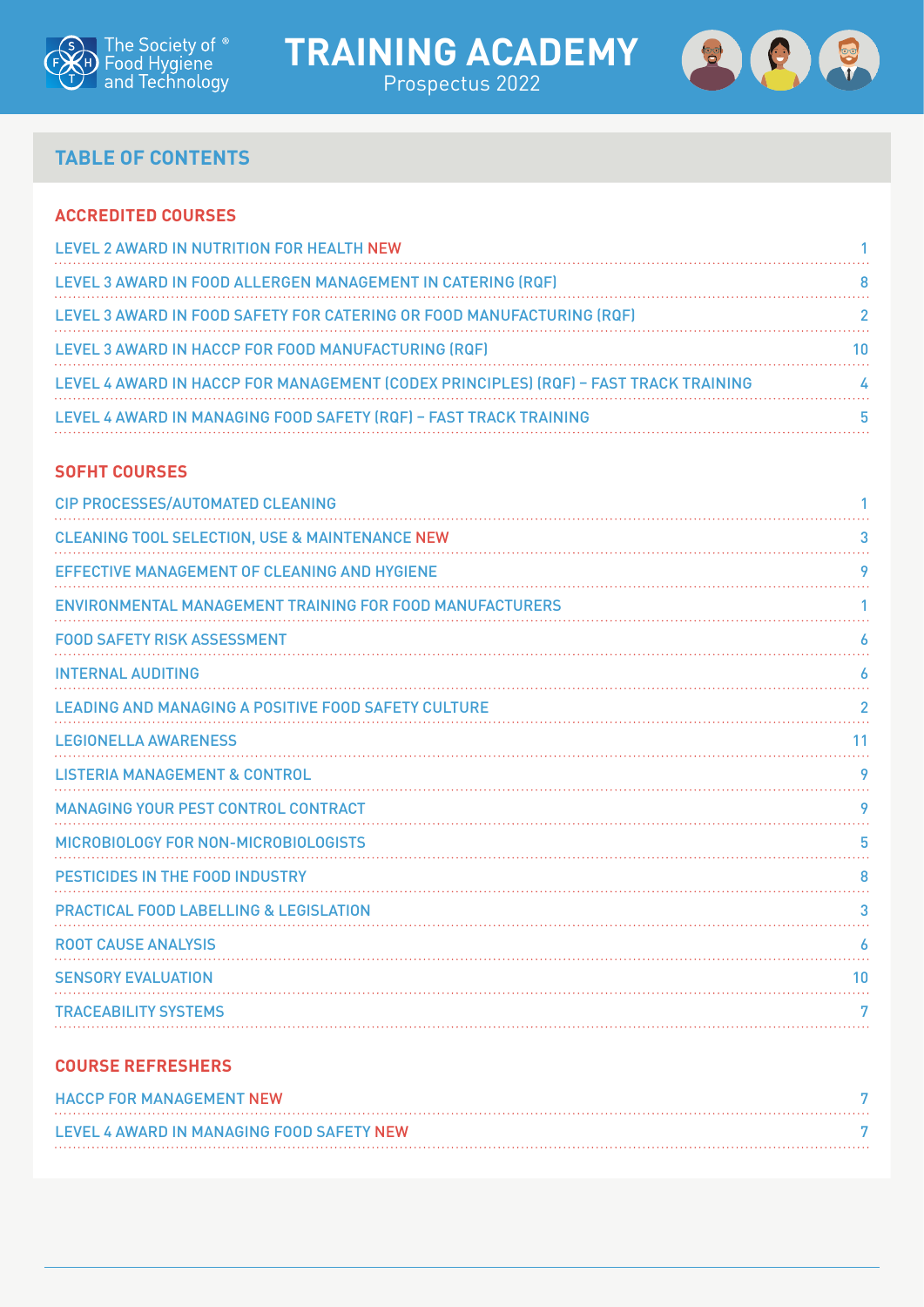The Society of ® Food Hygiene and Technology

# TRAINING ACADEMY

Prospectus 2022

## TABLE OF CONTENTS

### ACCREDITED COURSES

| Course | Page |
|---|---|
| LEVEL 2 AWARD IN NUTRITION FOR HEALTH NEW | 1 |
| LEVEL 3 AWARD IN FOOD ALLERGEN MANAGEMENT IN CATERING (RQF) | 8 |
| LEVEL 3 AWARD IN FOOD SAFETY FOR CATERING OR FOOD MANUFACTURING (RQF) | 2 |
| LEVEL 3 AWARD IN HACCP FOR FOOD MANUFACTURING (RQF) | 10 |
| LEVEL 4 AWARD IN HACCP FOR MANAGEMENT (CODEX PRINCIPLES) (RQF) – FAST TRACK TRAINING | 4 |
| LEVEL 4 AWARD IN MANAGING FOOD SAFETY (RQF) – FAST TRACK TRAINING | 5 |

### SOFHT COURSES

| Course | Page |
|---|---|
| CIP PROCESSES/AUTOMATED CLEANING | 1 |
| CLEANING TOOL SELECTION, USE & MAINTENANCE NEW | 3 |
| EFFECTIVE MANAGEMENT OF CLEANING AND HYGIENE | 9 |
| ENVIRONMENTAL MANAGEMENT TRAINING FOR FOOD MANUFACTURERS | 1 |
| FOOD SAFETY RISK ASSESSMENT | 6 |
| INTERNAL AUDITING | 6 |
| LEADING AND MANAGING A POSITIVE FOOD SAFETY CULTURE | 2 |
| LEGIONELLA AWARENESS | 11 |
| LISTERIA MANAGEMENT & CONTROL | 9 |
| MANAGING YOUR PEST CONTROL CONTRACT | 9 |
| MICROBIOLOGY FOR NON-MICROBIOLOGISTS | 5 |
| PESTICIDES IN THE FOOD INDUSTRY | 8 |
| PRACTICAL FOOD LABELLING & LEGISLATION | 3 |
| ROOT CAUSE ANALYSIS | 6 |
| SENSORY EVALUATION | 10 |
| TRACEABILITY SYSTEMS | 7 |

### COURSE REFRESHERS

| Course | Page |
|---|---|
| HACCP FOR MANAGEMENT NEW | 7 |
| LEVEL 4 AWARD IN MANAGING FOOD SAFETY NEW | 7 |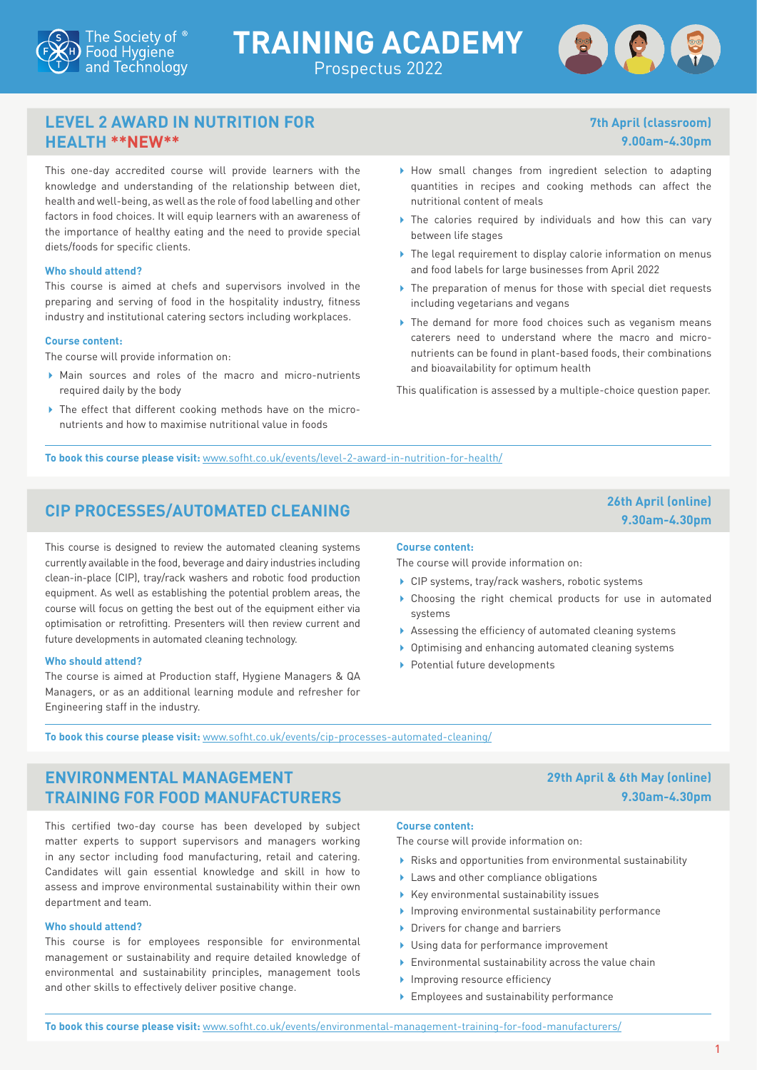# TRAINING ACADEMY

Prospectus 2022

## LEVEL 2 AWARD IN NUTRITION FOR HEALTH **NEW**

**7th April (classroom)**
**9.00am-4.30pm**

This one-day accredited course will provide learners with the knowledge and understanding of the relationship between diet, health and well-being, as well as the role of food labelling and other factors in food choices. It will equip learners with an awareness of the importance of healthy eating and the need to provide special diets/foods for specific clients.

**Who should attend?**

This course is aimed at chefs and supervisors involved in the preparing and serving of food in the hospitality industry, fitness industry and institutional catering sectors including workplaces.

**Course content:**

The course will provide information on:

- Main sources and roles of the macro and micro-nutrients required daily by the body
- The effect that different cooking methods have on the micro-nutrients and how to maximise nutritional value in foods
- How small changes from ingredient selection to adapting quantities in recipes and cooking methods can affect the nutritional content of meals
- The calories required by individuals and how this can vary between life stages
- The legal requirement to display calorie information on menus and food labels for large businesses from April 2022
- The preparation of menus for those with special diet requests including vegetarians and vegans
- The demand for more food choices such as veganism means caterers need to understand where the macro and micro-nutrients can be found in plant-based foods, their combinations and bioavailability for optimum health

This qualification is assessed by a multiple-choice question paper.

**To book this course please visit:** www.sofht.co.uk/events/level-2-award-in-nutrition-for-health/

## CIP PROCESSES/AUTOMATED CLEANING

**26th April (online)**
**9.30am-4.30pm**

This course is designed to review the automated cleaning systems currently available in the food, beverage and dairy industries including clean-in-place (CIP), tray/rack washers and robotic food production equipment. As well as establishing the potential problem areas, the course will focus on getting the best out of the equipment either via optimisation or retrofitting. Presenters will then review current and future developments in automated cleaning technology.

**Who should attend?**

The course is aimed at Production staff, Hygiene Managers & QA Managers, or as an additional learning module and refresher for Engineering staff in the industry.

**Course content:**

The course will provide information on:

- CIP systems, tray/rack washers, robotic systems
- Choosing the right chemical products for use in automated systems
- Assessing the efficiency of automated cleaning systems
- Optimising and enhancing automated cleaning systems
- Potential future developments

**To book this course please visit:** www.sofht.co.uk/events/cip-processes-automated-cleaning/

## ENVIRONMENTAL MANAGEMENT TRAINING FOR FOOD MANUFACTURERS

**29th April & 6th May (online)**
**9.30am-4.30pm**

This certified two-day course has been developed by subject matter experts to support supervisors and managers working in any sector including food manufacturing, retail and catering. Candidates will gain essential knowledge and skill in how to assess and improve environmental sustainability within their own department and team.

**Who should attend?**

This course is for employees responsible for environmental management or sustainability and require detailed knowledge of environmental and sustainability principles, management tools and other skills to effectively deliver positive change.

**Course content:**

The course will provide information on:

- Risks and opportunities from environmental sustainability
- Laws and other compliance obligations
- Key environmental sustainability issues
- Improving environmental sustainability performance
- Drivers for change and barriers
- Using data for performance improvement
- Environmental sustainability across the value chain
- Improving resource efficiency
- Employees and sustainability performance

**To book this course please visit:** www.sofht.co.uk/events/environmental-management-training-for-food-manufacturers/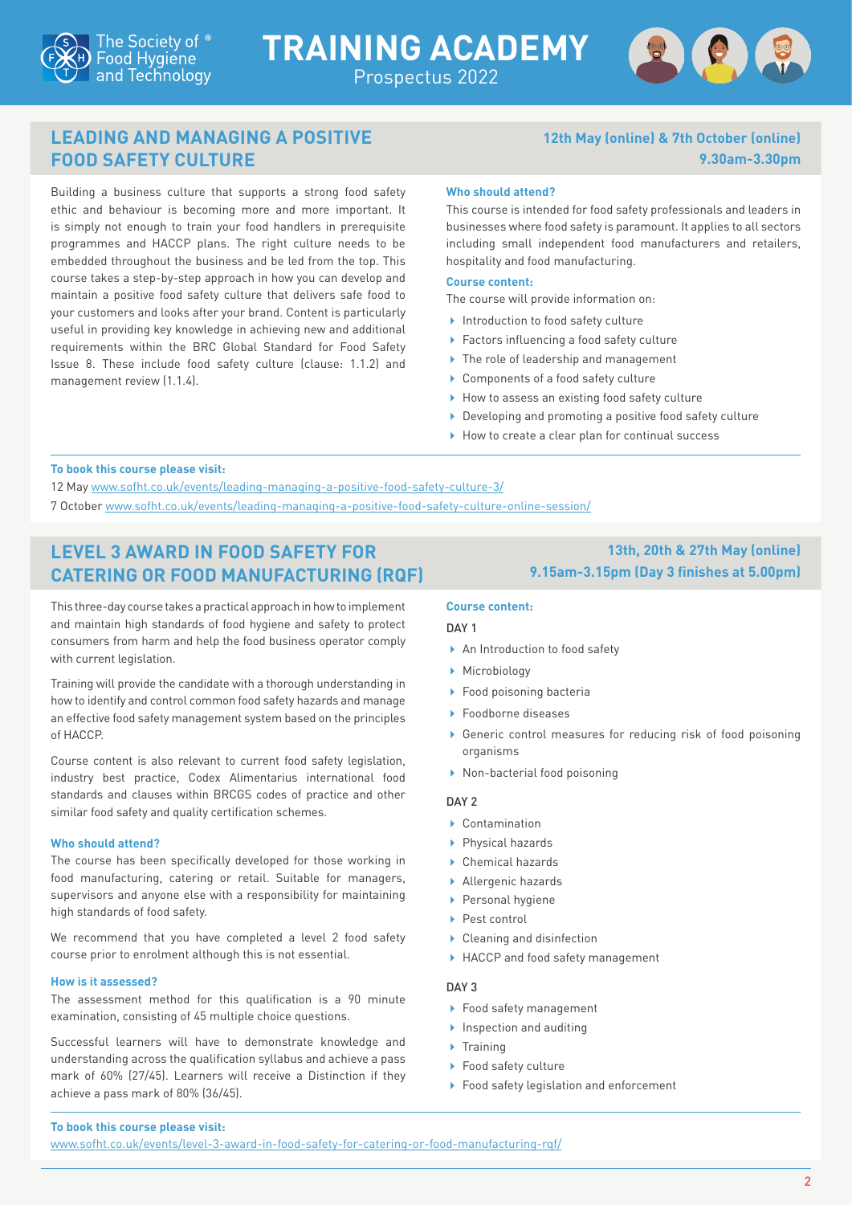## LEADING AND MANAGING A POSITIVE FOOD SAFETY CULTURE

**12th May (online) & 7th October (online)**
**9.30am-3.30pm**

Building a business culture that supports a strong food safety ethic and behaviour is becoming more and more important. It is simply not enough to train your food handlers in prerequisite programmes and HACCP plans. The right culture needs to be embedded throughout the business and be led from the top. This course takes a step-by-step approach in how you can develop and maintain a positive food safety culture that delivers safe food to your customers and looks after your brand. Content is particularly useful in providing key knowledge in achieving new and additional requirements within the BRC Global Standard for Food Safety Issue 8. These include food safety culture (clause: 1.1.2) and management review (1.1.4).

**Who should attend?**

This course is intended for food safety professionals and leaders in businesses where food safety is paramount. It applies to all sectors including small independent food manufacturers and retailers, hospitality and food manufacturing.

**Course content:**

The course will provide information on:

- Introduction to food safety culture
- Factors influencing a food safety culture
- The role of leadership and management
- Components of a food safety culture
- How to assess an existing food safety culture
- Developing and promoting a positive food safety culture
- How to create a clear plan for continual success

**To book this course please visit:**

12 May www.sofht.co.uk/events/leading-managing-a-positive-food-safety-culture-3/

7 October www.sofht.co.uk/events/leading-managing-a-positive-food-safety-culture-online-session/

## LEVEL 3 AWARD IN FOOD SAFETY FOR CATERING OR FOOD MANUFACTURING (RQF)

**13th, 20th & 27th May (online)**
**9.15am-3.15pm (Day 3 finishes at 5.00pm)**

This three-day course takes a practical approach in how to implement and maintain high standards of food hygiene and safety to protect consumers from harm and help the food business operator comply with current legislation.

Training will provide the candidate with a thorough understanding in how to identify and control common food safety hazards and manage an effective food safety management system based on the principles of HACCP.

Course content is also relevant to current food safety legislation, industry best practice, Codex Alimentarius international food standards and clauses within BRCGS codes of practice and other similar food safety and quality certification schemes.

**Who should attend?**

The course has been specifically developed for those working in food manufacturing, catering or retail. Suitable for managers, supervisors and anyone else with a responsibility for maintaining high standards of food safety.

We recommend that you have completed a level 2 food safety course prior to enrolment although this is not essential.

**How is it assessed?**

The assessment method for this qualification is a 90 minute examination, consisting of 45 multiple choice questions.

Successful learners will have to demonstrate knowledge and understanding across the qualification syllabus and achieve a pass mark of 60% (27/45). Learners will receive a Distinction if they achieve a pass mark of 80% (36/45).

**Course content:**

DAY 1

- An Introduction to food safety
- Microbiology
- Food poisoning bacteria
- Foodborne diseases
- Generic control measures for reducing risk of food poisoning organisms
- Non-bacterial food poisoning

DAY 2

- Contamination
- Physical hazards
- Chemical hazards
- Allergenic hazards
- Personal hygiene
- Pest control
- Cleaning and disinfection
- HACCP and food safety management

DAY 3

- Food safety management
- Inspection and auditing
- Training
- Food safety culture
- Food safety legislation and enforcement

**To book this course please visit:**

www.sofht.co.uk/events/level-3-award-in-food-safety-for-catering-or-food-manufacturing-rqf/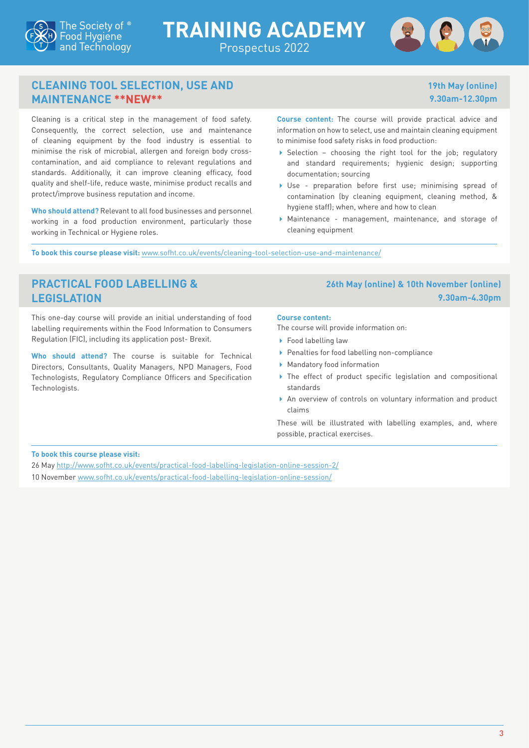## CLEANING TOOL SELECTION, USE AND MAINTENANCE **NEW**

**19th May (online)**
**9.30am-12.30pm**

Cleaning is a critical step in the management of food safety. Consequently, the correct selection, use and maintenance of cleaning equipment by the food industry is essential to minimise the risk of microbial, allergen and foreign body cross-contamination, and aid compliance to relevant regulations and standards. Additionally, it can improve cleaning efficacy, food quality and shelf-life, reduce waste, minimise product recalls and protect/improve business reputation and income.

**Who should attend?** Relevant to all food businesses and personnel working in a food production environment, particularly those working in Technical or Hygiene roles.

**Course content:** The course will provide practical advice and information on how to select, use and maintain cleaning equipment to minimise food safety risks in food production:

- Selection – choosing the right tool for the job; regulatory and standard requirements; hygienic design; supporting documentation; sourcing
- Use - preparation before first use; minimising spread of contamination (by cleaning equipment, cleaning method, & hygiene staff); when, where and how to clean
- Maintenance - management, maintenance, and storage of cleaning equipment

**To book this course please visit:** www.sofht.co.uk/events/cleaning-tool-selection-use-and-maintenance/

## PRACTICAL FOOD LABELLING & LEGISLATION

**26th May (online) & 10th November (online)**
**9.30am-4.30pm**

This one-day course will provide an initial understanding of food labelling requirements within the Food Information to Consumers Regulation (FIC), including its application post- Brexit.

**Who should attend?** The course is suitable for Technical Directors, Consultants, Quality Managers, NPD Managers, Food Technologists, Regulatory Compliance Officers and Specification Technologists.

**Course content:**

The course will provide information on:

- Food labelling law
- Penalties for food labelling non-compliance
- Mandatory food information
- The effect of product specific legislation and compositional standards
- An overview of controls on voluntary information and product claims

These will be illustrated with labelling examples, and, where possible, practical exercises.

**To book this course please visit:**

26 May http://www.sofht.co.uk/events/practical-food-labelling-legislation-online-session-2/

10 November www.sofht.co.uk/events/practical-food-labelling-legislation-online-session/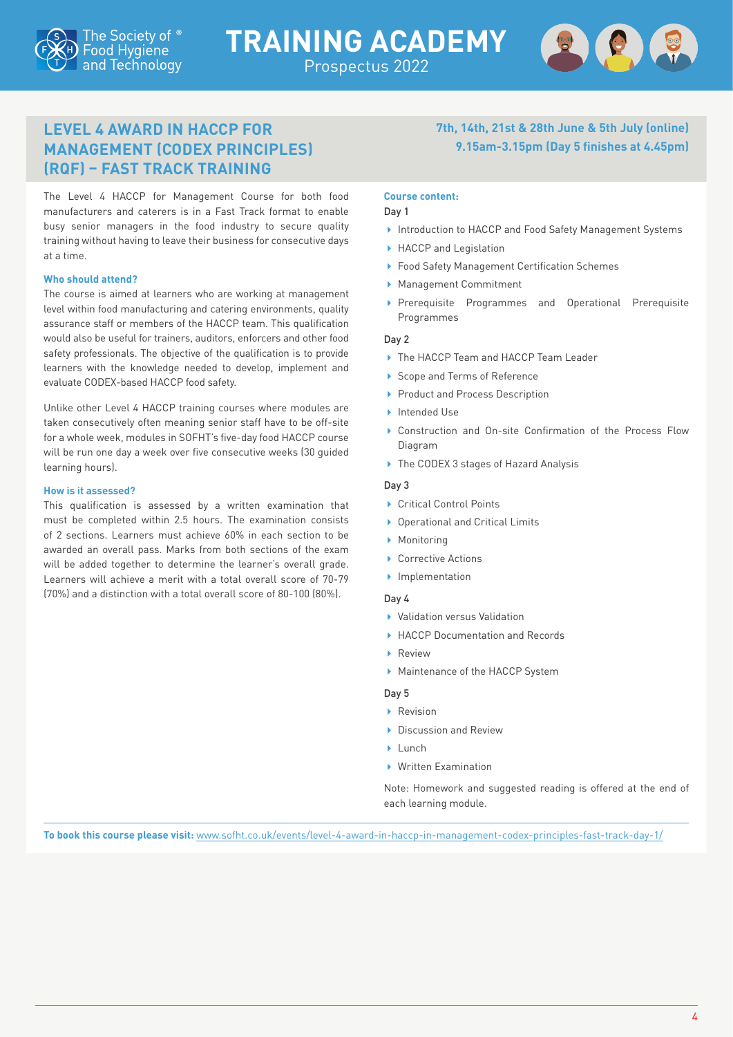## LEVEL 4 AWARD IN HACCP FOR MANAGEMENT (CODEX PRINCIPLES) (RQF) – FAST TRACK TRAINING

**7th, 14th, 21st & 28th June & 5th July (online)**
**9.15am-3.15pm (Day 5 finishes at 4.45pm)**

The Level 4 HACCP for Management Course for both food manufacturers and caterers is in a Fast Track format to enable busy senior managers in the food industry to secure quality training without having to leave their business for consecutive days at a time.

**Who should attend?**

The course is aimed at learners who are working at management level within food manufacturing and catering environments, quality assurance staff or members of the HACCP team. This qualification would also be useful for trainers, auditors, enforcers and other food safety professionals. The objective of the qualification is to provide learners with the knowledge needed to develop, implement and evaluate CODEX-based HACCP food safety.

Unlike other Level 4 HACCP training courses where modules are taken consecutively often meaning senior staff have to be off-site for a whole week, modules in SOFHT's five-day food HACCP course will be run one day a week over five consecutive weeks (30 guided learning hours).

**How is it assessed?**

This qualification is assessed by a written examination that must be completed within 2.5 hours. The examination consists of 2 sections. Learners must achieve 60% in each section to be awarded an overall pass. Marks from both sections of the exam will be added together to determine the learner's overall grade. Learners will achieve a merit with a total overall score of 70-79 (70%) and a distinction with a total overall score of 80-100 (80%).

**Course content:**

Day 1

- Introduction to HACCP and Food Safety Management Systems
- HACCP and Legislation
- Food Safety Management Certification Schemes
- Management Commitment
- Prerequisite Programmes and Operational Prerequisite Programmes

Day 2

- The HACCP Team and HACCP Team Leader
- Scope and Terms of Reference
- Product and Process Description
- Intended Use
- Construction and On-site Confirmation of the Process Flow Diagram
- The CODEX 3 stages of Hazard Analysis

Day 3

- Critical Control Points
- Operational and Critical Limits
- Monitoring
- Corrective Actions
- Implementation

Day 4

- Validation versus Validation
- HACCP Documentation and Records
- Review
- Maintenance of the HACCP System

Day 5

- Revision
- Discussion and Review
- Lunch
- Written Examination

Note: Homework and suggested reading is offered at the end of each learning module.

**To book this course please visit:** www.sofht.co.uk/events/level-4-award-in-haccp-in-management-codex-principles-fast-track-day-1/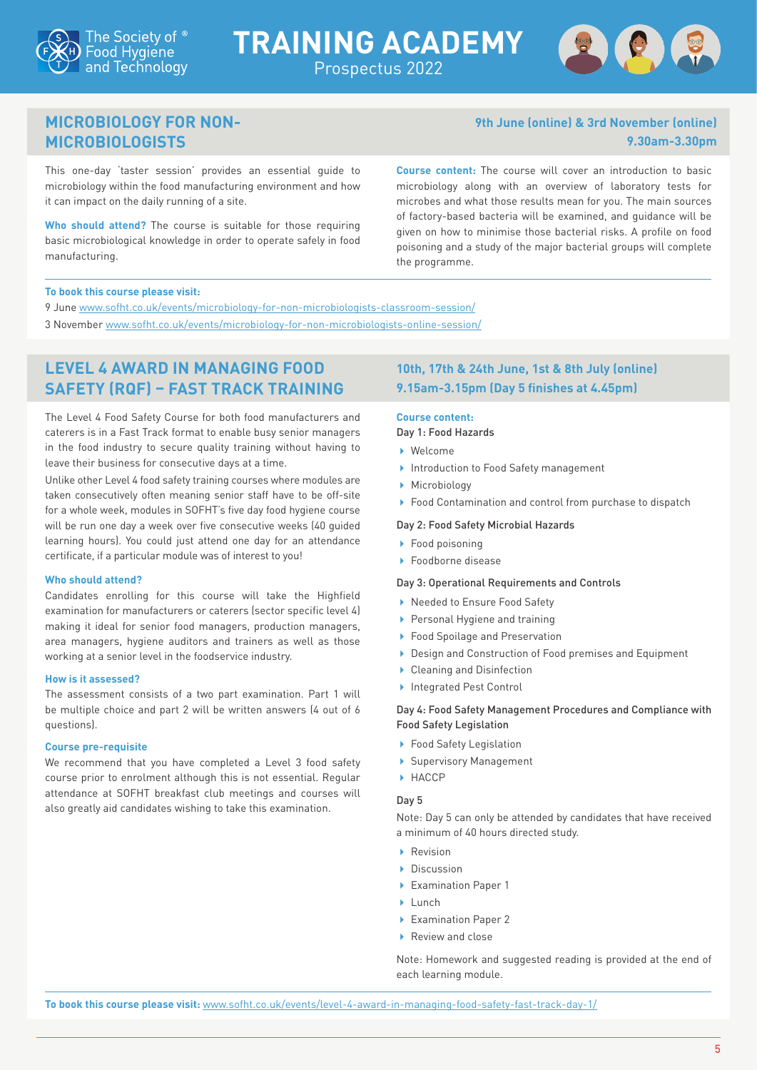## MICROBIOLOGY FOR NON-MICROBIOLOGISTS

**9th June (online) & 3rd November (online)**
**9.30am-3.30pm**

This one-day 'taster session' provides an essential guide to microbiology within the food manufacturing environment and how it can impact on the daily running of a site.

**Who should attend?** The course is suitable for those requiring basic microbiological knowledge in order to operate safely in food manufacturing.

**Course content:** The course will cover an introduction to basic microbiology along with an overview of laboratory tests for microbes and what those results mean for you. The main sources of factory-based bacteria will be examined, and guidance will be given on how to minimise those bacterial risks. A profile on food poisoning and a study of the major bacterial groups will complete the programme.

**To book this course please visit:**

9 June www.sofht.co.uk/events/microbiology-for-non-microbiologists-classroom-session/

3 November www.sofht.co.uk/events/microbiology-for-non-microbiologists-online-session/

## LEVEL 4 AWARD IN MANAGING FOOD SAFETY (RQF) – FAST TRACK TRAINING

**10th, 17th & 24th June, 1st & 8th July (online)**
**9.15am-3.15pm (Day 5 finishes at 4.45pm)**

The Level 4 Food Safety Course for both food manufacturers and caterers is in a Fast Track format to enable busy senior managers in the food industry to secure quality training without having to leave their business for consecutive days at a time.

Unlike other Level 4 food safety training courses where modules are taken consecutively often meaning senior staff have to be off-site for a whole week, modules in SOFHT's five day food hygiene course will be run one day a week over five consecutive weeks (40 guided learning hours). You could just attend one day for an attendance certificate, if a particular module was of interest to you!

**Who should attend?**

Candidates enrolling for this course will take the Highfield examination for manufacturers or caterers (sector specific level 4) making it ideal for senior food managers, production managers, area managers, hygiene auditors and trainers as well as those working at a senior level in the foodservice industry.

**How is it assessed?**

The assessment consists of a two part examination. Part 1 will be multiple choice and part 2 will be written answers (4 out of 6 questions).

**Course pre-requisite**

We recommend that you have completed a Level 3 food safety course prior to enrolment although this is not essential. Regular attendance at SOFHT breakfast club meetings and courses will also greatly aid candidates wishing to take this examination.

**Course content:**

Day 1: Food Hazards

- Welcome
- Introduction to Food Safety management
- Microbiology
- Food Contamination and control from purchase to dispatch

Day 2: Food Safety Microbial Hazards

- Food poisoning
- Foodborne disease

Day 3: Operational Requirements and Controls

- Needed to Ensure Food Safety
- Personal Hygiene and training
- Food Spoilage and Preservation
- Design and Construction of Food premises and Equipment
- Cleaning and Disinfection
- Integrated Pest Control

Day 4: Food Safety Management Procedures and Compliance with Food Safety Legislation

- Food Safety Legislation
- Supervisory Management
- HACCP

Day 5

Note: Day 5 can only be attended by candidates that have received a minimum of 40 hours directed study.

- Revision
- Discussion
- Examination Paper 1
- Lunch
- Examination Paper 2
- Review and close

Note: Homework and suggested reading is provided at the end of each learning module.

**To book this course please visit:** www.sofht.co.uk/events/level-4-award-in-managing-food-safety-fast-track-day-1/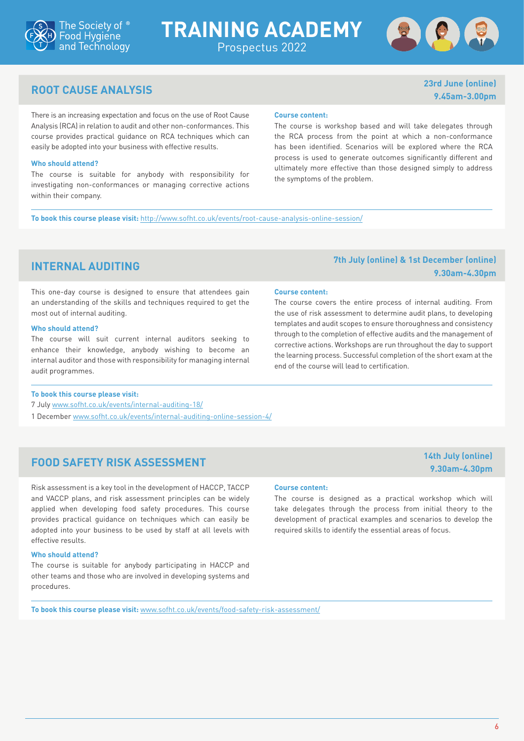## ROOT CAUSE ANALYSIS

**23rd June (online)**
**9.45am-3.00pm**

There is an increasing expectation and focus on the use of Root Cause Analysis (RCA) in relation to audit and other non-conformances. This course provides practical guidance on RCA techniques which can easily be adopted into your business with effective results.

**Who should attend?**

The course is suitable for anybody with responsibility for investigating non-conformances or managing corrective actions within their company.

**Course content:**

The course is workshop based and will take delegates through the RCA process from the point at which a non-conformance has been identified. Scenarios will be explored where the RCA process is used to generate outcomes significantly different and ultimately more effective than those designed simply to address the symptoms of the problem.

**To book this course please visit:** http://www.sofht.co.uk/events/root-cause-analysis-online-session/

## INTERNAL AUDITING

**7th July (online) & 1st December (online)**
**9.30am-4.30pm**

This one-day course is designed to ensure that attendees gain an understanding of the skills and techniques required to get the most out of internal auditing.

**Who should attend?**

The course will suit current internal auditors seeking to enhance their knowledge, anybody wishing to become an internal auditor and those with responsibility for managing internal audit programmes.

**Course content:**

The course covers the entire process of internal auditing. From the use of risk assessment to determine audit plans, to developing templates and audit scopes to ensure thoroughness and consistency through to the completion of effective audits and the management of corrective actions. Workshops are run throughout the day to support the learning process. Successful completion of the short exam at the end of the course will lead to certification.

**To book this course please visit:**

7 July www.sofht.co.uk/events/internal-auditing-18/

1 December www.sofht.co.uk/events/internal-auditing-online-session-4/

## FOOD SAFETY RISK ASSESSMENT

**14th July (online)**
**9.30am-4.30pm**

Risk assessment is a key tool in the development of HACCP, TACCP and VACCP plans, and risk assessment principles can be widely applied when developing food safety procedures. This course provides practical guidance on techniques which can easily be adopted into your business to be used by staff at all levels with effective results.

**Who should attend?**

The course is suitable for anybody participating in HACCP and other teams and those who are involved in developing systems and procedures.

**Course content:**

The course is designed as a practical workshop which will take delegates through the process from initial theory to the development of practical examples and scenarios to develop the required skills to identify the essential areas of focus.

**To book this course please visit:** www.sofht.co.uk/events/food-safety-risk-assessment/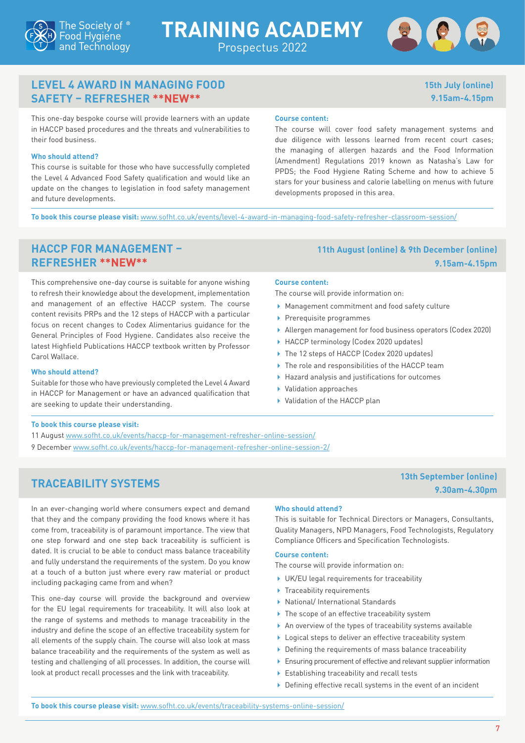## LEVEL 4 AWARD IN MANAGING FOOD SAFETY – REFRESHER **NEW**

**15th July (online)**
**9.15am-4.15pm**

This one-day bespoke course will provide learners with an update in HACCP based procedures and the threats and vulnerabilities to their food business.

**Who should attend?**

This course is suitable for those who have successfully completed the Level 4 Advanced Food Safety qualification and would like an update on the changes to legislation in food safety management and future developments.

**Course content:**

The course will cover food safety management systems and due diligence with lessons learned from recent court cases; the managing of allergen hazards and the Food Information (Amendment) Regulations 2019 known as Natasha's Law for PPDS; the Food Hygiene Rating Scheme and how to achieve 5 stars for your business and calorie labelling on menus with future developments proposed in this area.

**To book this course please visit:** www.sofht.co.uk/events/level-4-award-in-managing-food-safety-refresher-classroom-session/

## HACCP FOR MANAGEMENT – REFRESHER **NEW**

**11th August (online) & 9th December (online)**
**9.15am-4.15pm**

This comprehensive one-day course is suitable for anyone wishing to refresh their knowledge about the development, implementation and management of an effective HACCP system. The course content revisits PRPs and the 12 steps of HACCP with a particular focus on recent changes to Codex Alimentarius guidance for the General Principles of Food Hygiene. Candidates also receive the latest Highfield Publications HACCP textbook written by Professor Carol Wallace.

**Who should attend?**

Suitable for those who have previously completed the Level 4 Award in HACCP for Management or have an advanced qualification that are seeking to update their understanding.

**Course content:**

The course will provide information on:

- Management commitment and food safety culture
- Prerequisite programmes
- Allergen management for food business operators (Codex 2020)
- HACCP terminology (Codex 2020 updates)
- The 12 steps of HACCP (Codex 2020 updates)
- The role and responsibilities of the HACCP team
- Hazard analysis and justifications for outcomes
- Validation approaches
- Validation of the HACCP plan

**To book this course please visit:**

11 August www.sofht.co.uk/events/haccp-for-management-refresher-online-session/

9 December www.sofht.co.uk/events/haccp-for-management-refresher-online-session-2/

## TRACEABILITY SYSTEMS

**13th September (online)**
**9.30am-4.30pm**

In an ever-changing world where consumers expect and demand that they and the company providing the food knows where it has come from, traceability is of paramount importance. The view that one step forward and one step back traceability is sufficient is dated. It is crucial to be able to conduct mass balance traceability and fully understand the requirements of the system. Do you know at a touch of a button just where every raw material or product including packaging came from and when?

This one-day course will provide the background and overview for the EU legal requirements for traceability. It will also look at the range of systems and methods to manage traceability in the industry and define the scope of an effective traceability system for all elements of the supply chain. The course will also look at mass balance traceability and the requirements of the system as well as testing and challenging of all processes. In addition, the course will look at product recall processes and the link with traceability.

**Who should attend?**

This is suitable for Technical Directors or Managers, Consultants, Quality Managers, NPD Managers, Food Technologists, Regulatory Compliance Officers and Specification Technologists.

**Course content:**

The course will provide information on:

- UK/EU legal requirements for traceability
- Traceability requirements
- National/ International Standards
- The scope of an effective traceability system
- An overview of the types of traceability systems available
- Logical steps to deliver an effective traceability system
- Defining the requirements of mass balance traceability
- Ensuring procurement of effective and relevant supplier information
- Establishing traceability and recall tests
- Defining effective recall systems in the event of an incident

**To book this course please visit:** www.sofht.co.uk/events/traceability-systems-online-session/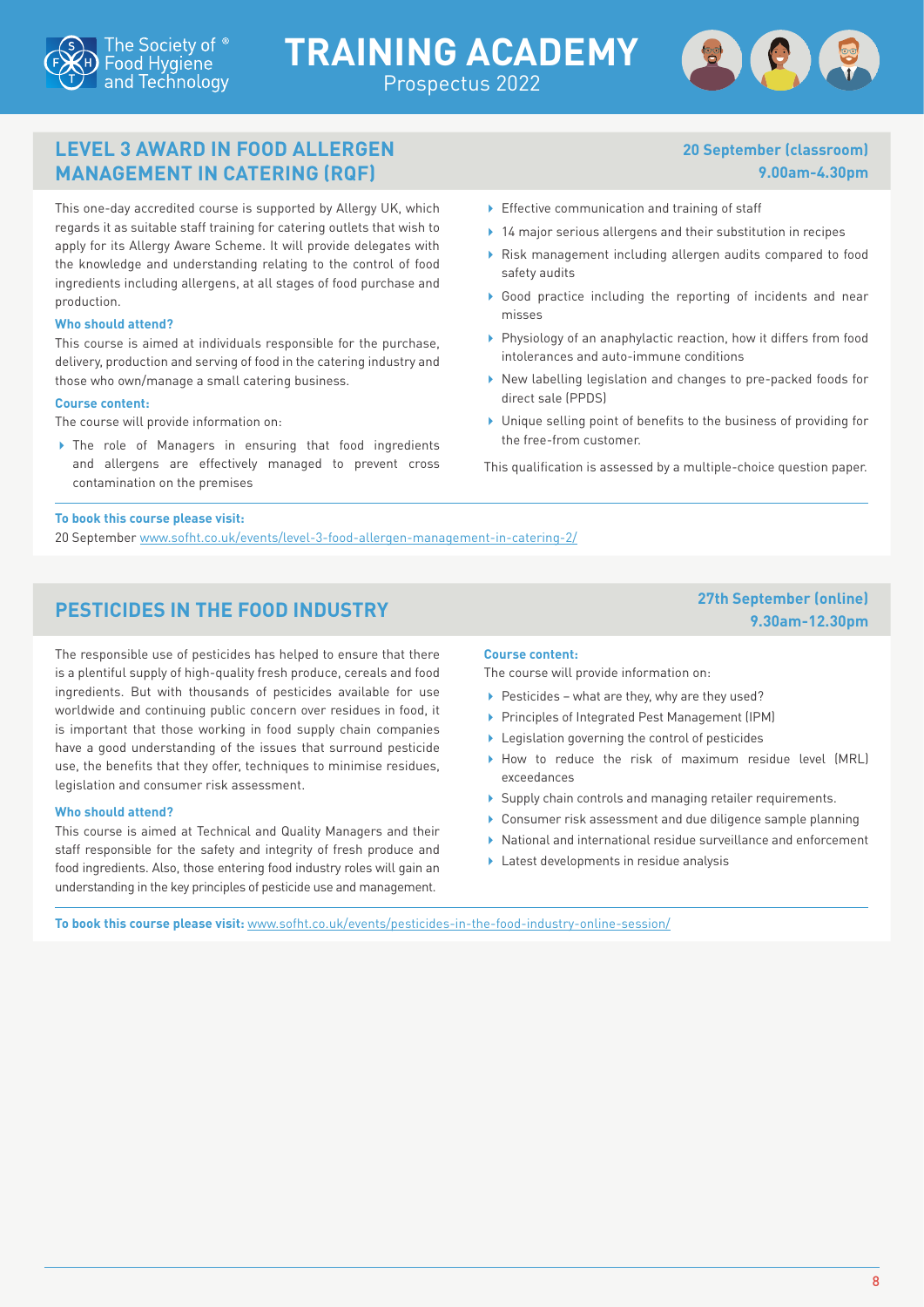## LEVEL 3 AWARD IN FOOD ALLERGEN MANAGEMENT IN CATERING (RQF)

**20 September (classroom)**
**9.00am-4.30pm**

This one-day accredited course is supported by Allergy UK, which regards it as suitable staff training for catering outlets that wish to apply for its Allergy Aware Scheme. It will provide delegates with the knowledge and understanding relating to the control of food ingredients including allergens, at all stages of food purchase and production.

**Who should attend?**

This course is aimed at individuals responsible for the purchase, delivery, production and serving of food in the catering industry and those who own/manage a small catering business.

**Course content:**

The course will provide information on:

- The role of Managers in ensuring that food ingredients and allergens are effectively managed to prevent cross contamination on the premises
- Effective communication and training of staff
- 14 major serious allergens and their substitution in recipes
- Risk management including allergen audits compared to food safety audits
- Good practice including the reporting of incidents and near misses
- Physiology of an anaphylactic reaction, how it differs from food intolerances and auto-immune conditions
- New labelling legislation and changes to pre-packed foods for direct sale (PPDS)
- Unique selling point of benefits to the business of providing for the free-from customer.

This qualification is assessed by a multiple-choice question paper.

**To book this course please visit:**

20 September [www.sofht.co.uk/events/level-3-food-allergen-management-in-catering-2/](www.sofht.co.uk/events/level-3-food-allergen-management-in-catering-2/)

## PESTICIDES IN THE FOOD INDUSTRY

**27th September (online)**
**9.30am-12.30pm**

The responsible use of pesticides has helped to ensure that there is a plentiful supply of high-quality fresh produce, cereals and food ingredients. But with thousands of pesticides available for use worldwide and continuing public concern over residues in food, it is important that those working in food supply chain companies have a good understanding of the issues that surround pesticide use, the benefits that they offer, techniques to minimise residues, legislation and consumer risk assessment.

**Who should attend?**

This course is aimed at Technical and Quality Managers and their staff responsible for the safety and integrity of fresh produce and food ingredients. Also, those entering food industry roles will gain an understanding in the key principles of pesticide use and management.

**Course content:**

The course will provide information on:

- Pesticides – what are they, why are they used?
- Principles of Integrated Pest Management (IPM)
- Legislation governing the control of pesticides
- How to reduce the risk of maximum residue level (MRL) exceedances
- Supply chain controls and managing retailer requirements.
- Consumer risk assessment and due diligence sample planning
- National and international residue surveillance and enforcement
- Latest developments in residue analysis

**To book this course please visit:** [www.sofht.co.uk/events/pesticides-in-the-food-industry-online-session/](www.sofht.co.uk/events/pesticides-in-the-food-industry-online-session/)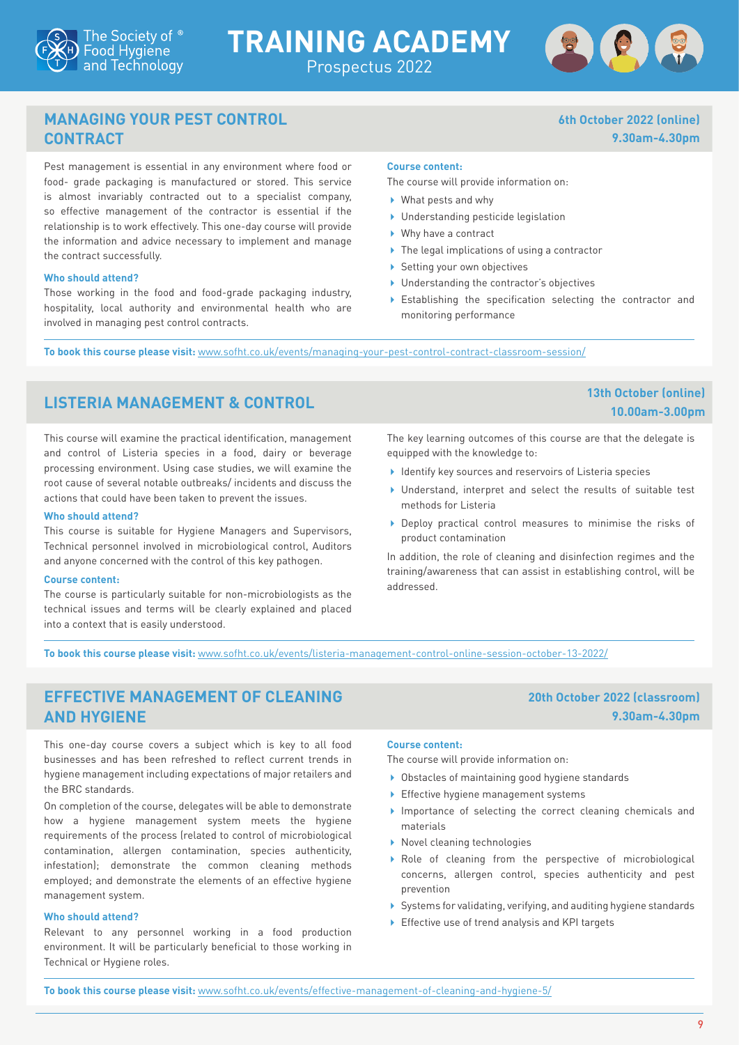## MANAGING YOUR PEST CONTROL CONTRACT

**6th October 2022 (online)**
**9.30am-4.30pm**

Pest management is essential in any environment where food or food- grade packaging is manufactured or stored. This service is almost invariably contracted out to a specialist company, so effective management of the contractor is essential if the relationship is to work effectively. This one-day course will provide the information and advice necessary to implement and manage the contract successfully.

**Who should attend?**

Those working in the food and food-grade packaging industry, hospitality, local authority and environmental health who are involved in managing pest control contracts.

**Course content:**

The course will provide information on:

- What pests and why
- Understanding pesticide legislation
- Why have a contract
- The legal implications of using a contractor
- Setting your own objectives
- Understanding the contractor's objectives
- Establishing the specification selecting the contractor and monitoring performance

**To book this course please visit:** www.sofht.co.uk/events/managing-your-pest-control-contract-classroom-session/

## LISTERIA MANAGEMENT & CONTROL

**13th October (online)**
**10.00am-3.00pm**

This course will examine the practical identification, management and control of Listeria species in a food, dairy or beverage processing environment. Using case studies, we will examine the root cause of several notable outbreaks/ incidents and discuss the actions that could have been taken to prevent the issues.

**Who should attend?**

This course is suitable for Hygiene Managers and Supervisors, Technical personnel involved in microbiological control, Auditors and anyone concerned with the control of this key pathogen.

**Course content:**

The course is particularly suitable for non-microbiologists as the technical issues and terms will be clearly explained and placed into a context that is easily understood.

The key learning outcomes of this course are that the delegate is equipped with the knowledge to:

- Identify key sources and reservoirs of Listeria species
- Understand, interpret and select the results of suitable test methods for Listeria
- Deploy practical control measures to minimise the risks of product contamination

In addition, the role of cleaning and disinfection regimes and the training/awareness that can assist in establishing control, will be addressed.

**To book this course please visit:** www.sofht.co.uk/events/listeria-management-control-online-session-october-13-2022/

## EFFECTIVE MANAGEMENT OF CLEANING AND HYGIENE

**20th October 2022 (classroom)**
**9.30am-4.30pm**

This one-day course covers a subject which is key to all food businesses and has been refreshed to reflect current trends in hygiene management including expectations of major retailers and the BRC standards.

On completion of the course, delegates will be able to demonstrate how a hygiene management system meets the hygiene requirements of the process (related to control of microbiological contamination, allergen contamination, species authenticity, infestation); demonstrate the common cleaning methods employed; and demonstrate the elements of an effective hygiene management system.

**Who should attend?**

Relevant to any personnel working in a food production environment. It will be particularly beneficial to those working in Technical or Hygiene roles.

**Course content:**

The course will provide information on:

- Obstacles of maintaining good hygiene standards
- Effective hygiene management systems
- Importance of selecting the correct cleaning chemicals and materials
- Novel cleaning technologies
- Role of cleaning from the perspective of microbiological concerns, allergen control, species authenticity and pest prevention
- Systems for validating, verifying, and auditing hygiene standards
- Effective use of trend analysis and KPI targets

**To book this course please visit:** www.sofht.co.uk/events/effective-management-of-cleaning-and-hygiene-5/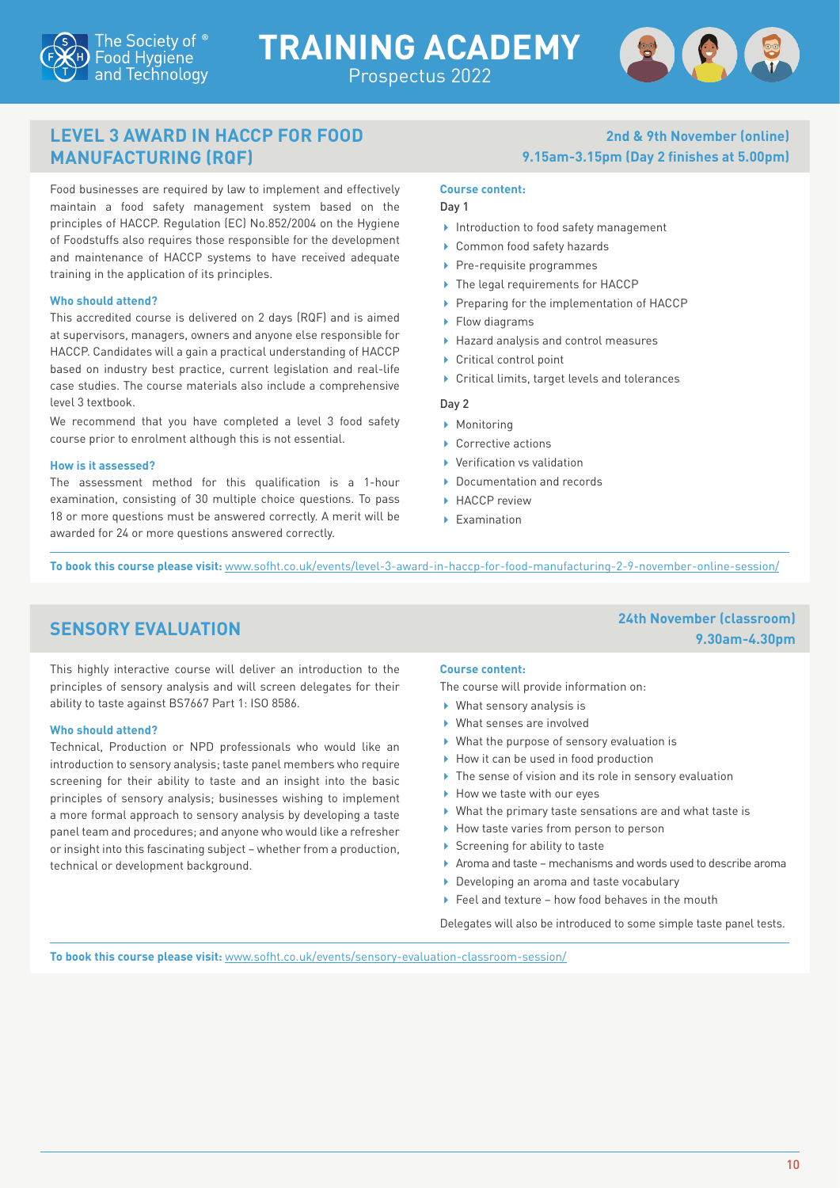## LEVEL 3 AWARD IN HACCP FOR FOOD MANUFACTURING (RQF)

**2nd & 9th November (online)**
**9.15am-3.15pm (Day 2 finishes at 5.00pm)**

Food businesses are required by law to implement and effectively maintain a food safety management system based on the principles of HACCP. Regulation (EC) No.852/2004 on the Hygiene of Foodstuffs also requires those responsible for the development and maintenance of HACCP systems to have received adequate training in the application of its principles.

**Who should attend?**

This accredited course is delivered on 2 days (RQF) and is aimed at supervisors, managers, owners and anyone else responsible for HACCP. Candidates will a gain a practical understanding of HACCP based on industry best practice, current legislation and real-life case studies. The course materials also include a comprehensive level 3 textbook.

We recommend that you have completed a level 3 food safety course prior to enrolment although this is not essential.

**How is it assessed?**

The assessment method for this qualification is a 1-hour examination, consisting of 30 multiple choice questions. To pass 18 or more questions must be answered correctly. A merit will be awarded for 24 or more questions answered correctly.

**Course content:**

Day 1

- Introduction to food safety management
- Common food safety hazards
- Pre-requisite programmes
- The legal requirements for HACCP
- Preparing for the implementation of HACCP
- Flow diagrams
- Hazard analysis and control measures
- Critical control point
- Critical limits, target levels and tolerances

Day 2

- Monitoring
- Corrective actions
- Verification vs validation
- Documentation and records
- HACCP review
- Examination

**To book this course please visit:** www.sofht.co.uk/events/level-3-award-in-haccp-for-food-manufacturing-2-9-november-online-session/

## SENSORY EVALUATION

**24th November (classroom)**
**9.30am-4.30pm**

This highly interactive course will deliver an introduction to the principles of sensory analysis and will screen delegates for their ability to taste against BS7667 Part 1: ISO 8586.

**Who should attend?**

Technical, Production or NPD professionals who would like an introduction to sensory analysis; taste panel members who require screening for their ability to taste and an insight into the basic principles of sensory analysis; businesses wishing to implement a more formal approach to sensory analysis by developing a taste panel team and procedures; and anyone who would like a refresher or insight into this fascinating subject – whether from a production, technical or development background.

**Course content:**

The course will provide information on:

- What sensory analysis is
- What senses are involved
- What the purpose of sensory evaluation is
- How it can be used in food production
- The sense of vision and its role in sensory evaluation
- How we taste with our eyes
- What the primary taste sensations are and what taste is
- How taste varies from person to person
- Screening for ability to taste
- Aroma and taste – mechanisms and words used to describe aroma
- Developing an aroma and taste vocabulary
- Feel and texture – how food behaves in the mouth

Delegates will also be introduced to some simple taste panel tests.

**To book this course please visit:** www.sofht.co.uk/events/sensory-evaluation-classroom-session/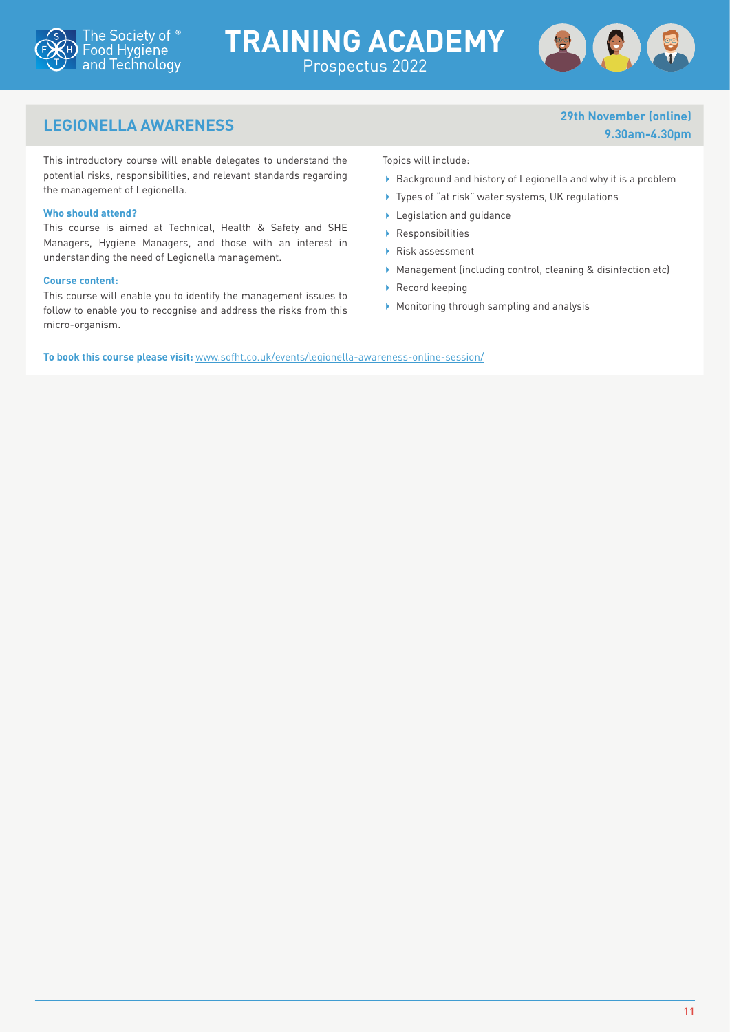## LEGIONELLA AWARENESS

**29th November (online)**
**9.30am-4.30pm**

This introductory course will enable delegates to understand the potential risks, responsibilities, and relevant standards regarding the management of Legionella.

**Who should attend?**

This course is aimed at Technical, Health & Safety and SHE Managers, Hygiene Managers, and those with an interest in understanding the need of Legionella management.

**Course content:**

This course will enable you to identify the management issues to follow to enable you to recognise and address the risks from this micro-organism.

Topics will include:

- Background and history of Legionella and why it is a problem
- Types of "at risk" water systems, UK regulations
- Legislation and guidance
- Responsibilities
- Risk assessment
- Management (including control, cleaning & disinfection etc)
- Record keeping
- Monitoring through sampling and analysis

**To book this course please visit:** www.sofht.co.uk/events/legionella-awareness-online-session/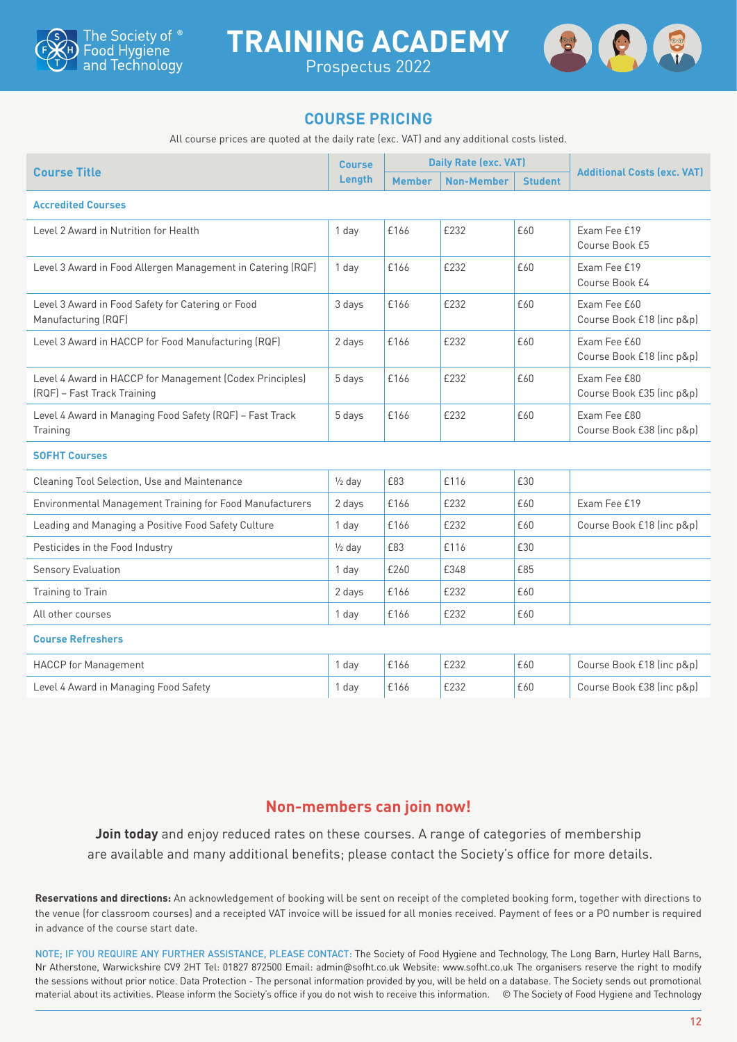# TRAINING ACADEMY

Prospectus 2022

## COURSE PRICING

All course prices are quoted at the daily rate (exc. VAT) and any additional costs listed.

| Course Title | Course Length | Daily Rate (exc. VAT) | | | Additional Costs (exc. VAT) |
|---|---|---|---|---|---|
| | | Member | Non-Member | Student | |
| **Accredited Courses** | | | | | |
| Level 2 Award in Nutrition for Health | 1 day | £166 | £232 | £60 | Exam Fee £19<br>Course Book £5 |
| Level 3 Award in Food Allergen Management in Catering (RQF) | 1 day | £166 | £232 | £60 | Exam Fee £19<br>Course Book £4 |
| Level 3 Award in Food Safety for Catering or Food Manufacturing (RQF) | 3 days | £166 | £232 | £60 | Exam Fee £60<br>Course Book £18 (inc p&p) |
| Level 3 Award in HACCP for Food Manufacturing (RQF) | 2 days | £166 | £232 | £60 | Exam Fee £60<br>Course Book £18 (inc p&p) |
| Level 4 Award in HACCP for Management (Codex Principles) (RQF) – Fast Track Training | 5 days | £166 | £232 | £60 | Exam Fee £80<br>Course Book £35 (inc p&p) |
| Level 4 Award in Managing Food Safety (RQF) – Fast Track Training | 5 days | £166 | £232 | £60 | Exam Fee £80<br>Course Book £38 (inc p&p) |
| **SOFHT Courses** | | | | | |
| Cleaning Tool Selection, Use and Maintenance | ½ day | £83 | £116 | £30 | |
| Environmental Management Training for Food Manufacturers | 2 days | £166 | £232 | £60 | Exam Fee £19 |
| Leading and Managing a Positive Food Safety Culture | 1 day | £166 | £232 | £60 | Course Book £18 (inc p&p) |
| Pesticides in the Food Industry | ½ day | £83 | £116 | £30 | |
| Sensory Evaluation | 1 day | £260 | £348 | £85 | |
| Training to Train | 2 days | £166 | £232 | £60 | |
| All other courses | 1 day | £166 | £232 | £60 | |
| **Course Refreshers** | | | | | |
| HACCP for Management | 1 day | £166 | £232 | £60 | Course Book £18 (inc p&p) |
| Level 4 Award in Managing Food Safety | 1 day | £166 | £232 | £60 | Course Book £38 (inc p&p) |

## Non-members can join now!

**Join today** and enjoy reduced rates on these courses. A range of categories of membership are available and many additional benefits; please contact the Society's office for more details.

**Reservations and directions:** An acknowledgement of booking will be sent on receipt of the completed booking form, together with directions to the venue (for classroom courses) and a receipted VAT invoice will be issued for all monies received. Payment of fees or a PO number is required in advance of the course start date.

NOTE; IF YOU REQUIRE ANY FURTHER ASSISTANCE, PLEASE CONTACT: The Society of Food Hygiene and Technology, The Long Barn, Hurley Hall Barns, Nr Atherstone, Warwickshire CV9 2HT Tel: 01827 872500 Email: admin@sofht.co.uk Website: www.sofht.co.uk The organisers reserve the right to modify the sessions without prior notice. Data Protection - The personal information provided by you, will be held on a database. The Society sends out promotional material about its activities. Please inform the Society's office if you do not wish to receive this information. © The Society of Food Hygiene and Technology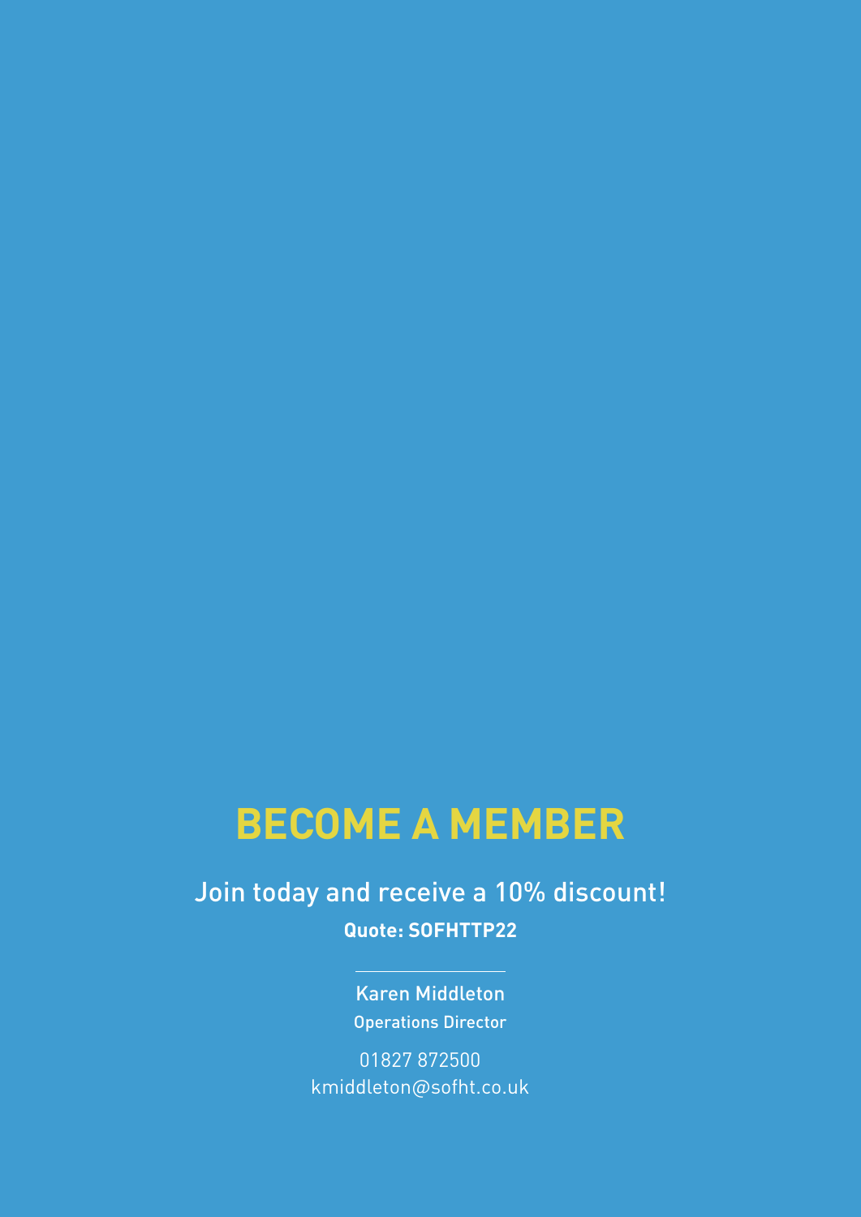# BECOME A MEMBER

Join today and receive a 10% discount!

**Quote: SOFHTTP22**

---

Karen Middleton

Operations Director

01827 872500

kmiddleton@sofht.co.uk